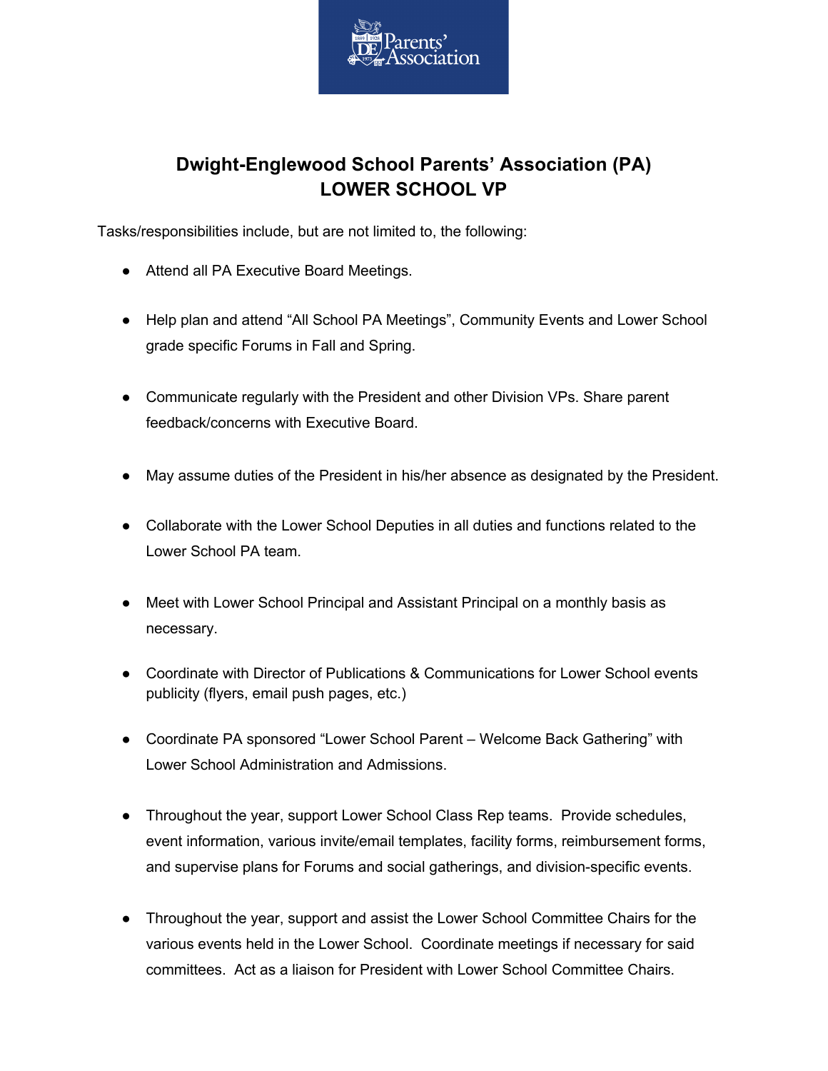# Dwight-Englewood School Parents' Association (PA)
# LOWER SCHOOL VP

Tasks/responsibilities include, but are not limited to, the following:

- Attend all PA Executive Board Meetings.
- Help plan and attend "All School PA Meetings", Community Events and Lower School grade specific Forums in Fall and Spring.
- Communicate regularly with the President and other Division VPs. Share parent feedback/concerns with Executive Board.
- May assume duties of the President in his/her absence as designated by the President.
- Collaborate with the Lower School Deputies in all duties and functions related to the Lower School PA team.
- Meet with Lower School Principal and Assistant Principal on a monthly basis as necessary.
- Coordinate with Director of Publications & Communications for Lower School events publicity (flyers, email push pages, etc.)
- Coordinate PA sponsored "Lower School Parent – Welcome Back Gathering" with Lower School Administration and Admissions.
- Throughout the year, support Lower School Class Rep teams. Provide schedules, event information, various invite/email templates, facility forms, reimbursement forms, and supervise plans for Forums and social gatherings, and division-specific events.
- Throughout the year, support and assist the Lower School Committee Chairs for the various events held in the Lower School. Coordinate meetings if necessary for said committees. Act as a liaison for President with Lower School Committee Chairs.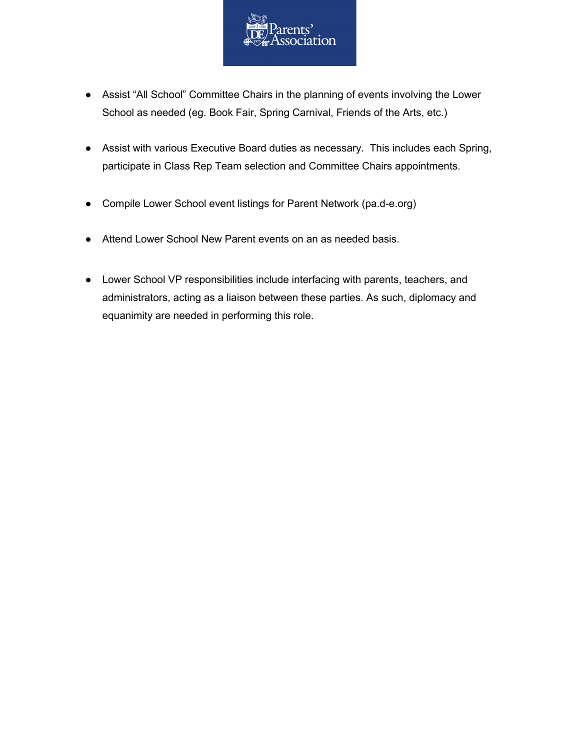- Assist "All School" Committee Chairs in the planning of events involving the Lower School as needed (eg. Book Fair, Spring Carnival, Friends of the Arts, etc.)

- Assist with various Executive Board duties as necessary. This includes each Spring, participate in Class Rep Team selection and Committee Chairs appointments.

- Compile Lower School event listings for Parent Network (pa.d-e.org)

- Attend Lower School New Parent events on an as needed basis.

- Lower School VP responsibilities include interfacing with parents, teachers, and administrators, acting as a liaison between these parties. As such, diplomacy and equanimity are needed in performing this role.